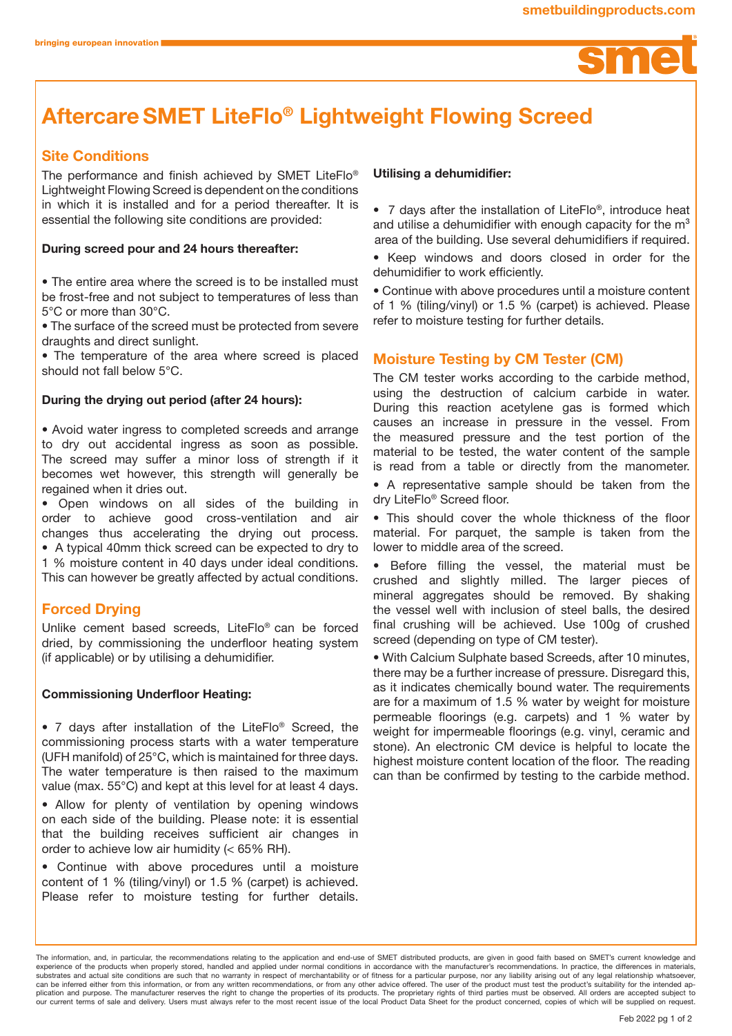# Aftercare SMET LiteFlo® Lightweight Flowing Screed

## Site Conditions

The performance and finish achieved by SMET LiteFlo® Lightweight Flowing Screed is dependent on the conditions in which it is installed and for a period thereafter. It is essential the following site conditions are provided:

**During screed pour and 24 hours thereafter:**

- The entire area where the screed is to be installed must be frost-free and not subject to temperatures of less than 5°C or more than 30°C.
- The surface of the screed must be protected from severe draughts and direct sunlight.
- The temperature of the area where screed is placed should not fall below 5°C.

**During the drying out period (after 24 hours):**

- Avoid water ingress to completed screeds and arrange to dry out accidental ingress as soon as possible. The screed may suffer a minor loss of strength if it becomes wet however, this strength will generally be regained when it dries out.
- Open windows on all sides of the building in order to achieve good cross-ventilation and air changes thus accelerating the drying out process.
- A typical 40mm thick screed can be expected to dry to 1 % moisture content in 40 days under ideal conditions. This can however be greatly affected by actual conditions.

## Forced Drying

Unlike cement based screeds, LiteFlo® can be forced dried, by commissioning the underfloor heating system (if applicable) or by utilising a dehumidifier.

**Commissioning Underfloor Heating:**

- 7 days after installation of the LiteFlo® Screed, the commissioning process starts with a water temperature (UFH manifold) of 25°C, which is maintained for three days. The water temperature is then raised to the maximum value (max. 55°C) and kept at this level for at least 4 days.
- Allow for plenty of ventilation by opening windows on each side of the building. Please note: it is essential that the building receives sufficient air changes in order to achieve low air humidity (< 65% RH).
- Continue with above procedures until a moisture content of 1 % (tiling/vinyl) or 1.5 % (carpet) is achieved. Please refer to moisture testing for further details.

**Utilising a dehumidifier:**

- 7 days after the installation of LiteFlo®, introduce heat and utilise a dehumidifier with enough capacity for the $m^3$ area of the building. Use several dehumidifiers if required.
- Keep windows and doors closed in order for the dehumidifier to work efficiently.
- Continue with above procedures until a moisture content of 1 % (tiling/vinyl) or 1.5 % (carpet) is achieved. Please refer to moisture testing for further details.

## Moisture Testing by CM Tester (CM)

The CM tester works according to the carbide method, using the destruction of calcium carbide in water. During this reaction acetylene gas is formed which causes an increase in pressure in the vessel. From the measured pressure and the test portion of the material to be tested, the water content of the sample is read from a table or directly from the manometer.

- A representative sample should be taken from the dry LiteFlo® Screed floor.
- This should cover the whole thickness of the floor material. For parquet, the sample is taken from the lower to middle area of the screed.
- Before filling the vessel, the material must be crushed and slightly milled. The larger pieces of mineral aggregates should be removed. By shaking the vessel well with inclusion of steel balls, the desired final crushing will be achieved. Use 100g of crushed screed (depending on type of CM tester).
- With Calcium Sulphate based Screeds, after 10 minutes, there may be a further increase of pressure. Disregard this, as it indicates chemically bound water. The requirements are for a maximum of 1.5 % water by weight for moisture permeable floorings (e.g. carpets) and 1 % water by weight for impermeable floorings (e.g. vinyl, ceramic and stone). An electronic CM device is helpful to locate the highest moisture content location of the floor. The reading can than be confirmed by testing to the carbide method.

The information, and, in particular, the recommendations relating to the application and end-use of SMET distributed products, are given in good faith based on SMET's current knowledge and experience of the products when properly stored, handled and applied under normal conditions in accordance with the manufacturer's recommendations. In practice, the differences in materials, substrates and actual site conditions are such that no warranty in respect of merchantability or of fitness for a particular purpose, nor any liability arising out of any legal relationship whatsoever, can be inferred either from this information, or from any written recommendations, or from any other advice offered. The user of the product must test the product's suitability for the intended application and purpose. The manufacturer reserves the right to change the properties of its products. The proprietary rights of third parties must be observed. All orders are accepted subject to our current terms of sale and delivery. Users must always refer to the most recent issue of the local Product Data Sheet for the product concerned, copies of which will be supplied on request.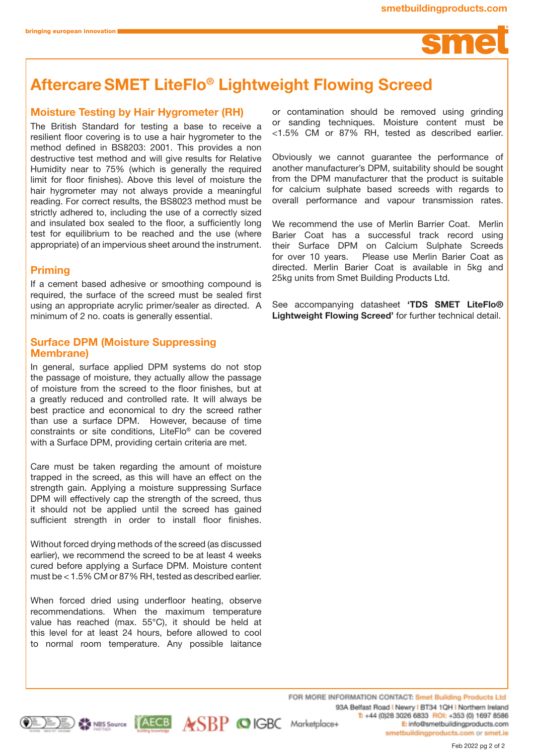# Aftercare SMET LiteFlo® Lightweight Flowing Screed

## Moisture Testing by Hair Hygrometer (RH)

The British Standard for testing a base to receive a resilient floor covering is to use a hair hygrometer to the method defined in BS8203: 2001. This provides a non destructive test method and will give results for Relative Humidity near to 75% (which is generally the required limit for floor finishes). Above this level of moisture the hair hygrometer may not always provide a meaningful reading. For correct results, the BS8023 method must be strictly adhered to, including the use of a correctly sized and insulated box sealed to the floor, a sufficiently long test for equilibrium to be reached and the use (where appropriate) of an impervious sheet around the instrument.

## Priming

If a cement based adhesive or smoothing compound is required, the surface of the screed must be sealed first using an appropriate acrylic primer/sealer as directed. A minimum of 2 no. coats is generally essential.

## Surface DPM (Moisture Suppressing Membrane)

In general, surface applied DPM systems do not stop the passage of moisture, they actually allow the passage of moisture from the screed to the floor finishes, but at a greatly reduced and controlled rate. It will always be best practice and economical to dry the screed rather than use a surface DPM. However, because of time constraints or site conditions, LiteFlo® can be covered with a Surface DPM, providing certain criteria are met.

Care must be taken regarding the amount of moisture trapped in the screed, as this will have an effect on the strength gain. Applying a moisture suppressing Surface DPM will effectively cap the strength of the screed, thus it should not be applied until the screed has gained sufficient strength in order to install floor finishes.

Without forced drying methods of the screed (as discussed earlier), we recommend the screed to be at least 4 weeks cured before applying a Surface DPM. Moisture content must be < 1.5% CM or 87% RH, tested as described earlier.

When forced dried using underfloor heating, observe recommendations. When the maximum temperature value has reached (max. 55°C), it should be held at this level for at least 24 hours, before allowed to cool to normal room temperature. Any possible laitance or contamination should be removed using grinding or sanding techniques. Moisture content must be <1.5% CM or 87% RH, tested as described earlier.

Obviously we cannot guarantee the performance of another manufacturer's DPM, suitability should be sought from the DPM manufacturer that the product is suitable for calcium sulphate based screeds with regards to overall performance and vapour transmission rates.

We recommend the use of Merlin Barrier Coat. Merlin Barier Coat has a successful track record using their Surface DPM on Calcium Sulphate Screeds for over 10 years. Please use Merlin Barier Coat as directed. Merlin Barier Coat is available in 5kg and 25kg units from Smet Building Products Ltd.

See accompanying datasheet **'TDS SMET LiteFlo® Lightweight Flowing Screed'** for further technical detail.

FOR MORE INFORMATION CONTACT: Smet Building Products Ltd
93A Belfast Road | Newry | BT34 1QH | Northern Ireland
T: +44 (0)28 3026 6833 ROI: +353 (0) 1697 8586
E: info@smetbuildingproducts.com
smetbuildingproducts.com or smet.ie

Feb 2022